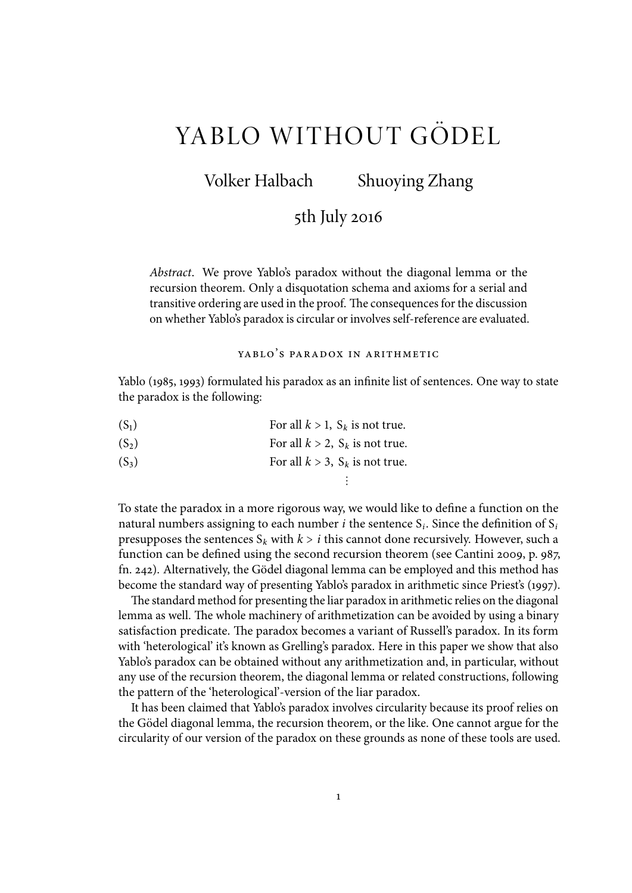# YABLO WITHOUT GÖDEL

Volker Halbach Shuoying Zhang

5th July 2016

*Abstract*. We prove Yablo's paradox without the diagonal lemma or the recursion theorem. Only a disquotation schema and axioms for a serial and transitive ordering are used in the proof. The consequences for the discussion on whether Yablo's paradox is circular or involves self-reference are evaluated.

## yablo's paradox in arithmetic

Yablo (1985, 1993) formulated his paradox as an infinite list of sentences. One way to state the paradox is the following:

($S_1$) For all $k > 1$, $S_k$ is not true.

($S_2$) For all $k > 2$, $S_k$ is not true.

($S_3$) For all $k > 3$, $S_k$ is not true.

⋮

To state the paradox in a more rigorous way, we would like to define a function on the natural numbers assigning to each number $i$ the sentence $S_i$. Since the definition of $S_i$ presupposes the sentences $S_k$ with $k > i$ this cannot done recursively. However, such a function can be defined using the second recursion theorem (see Cantini 2009, p. 987, fn. 242). Alternatively, the Gödel diagonal lemma can be employed and this method has become the standard way of presenting Yablo's paradox in arithmetic since Priest's (1997).

The standard method for presenting the liar paradox in arithmetic relies on the diagonal lemma as well. The whole machinery of arithmetization can be avoided by using a binary satisfaction predicate. The paradox becomes a variant of Russell's paradox. In its form with 'heterological' it's known as Grelling's paradox. Here in this paper we show that also Yablo's paradox can be obtained without any arithmetization and, in particular, without any use of the recursion theorem, the diagonal lemma or related constructions, following the pattern of the 'heterological'-version of the liar paradox.

It has been claimed that Yablo's paradox involves circularity because its proof relies on the Gödel diagonal lemma, the recursion theorem, or the like. One cannot argue for the circularity of our version of the paradox on these grounds as none of these tools are used.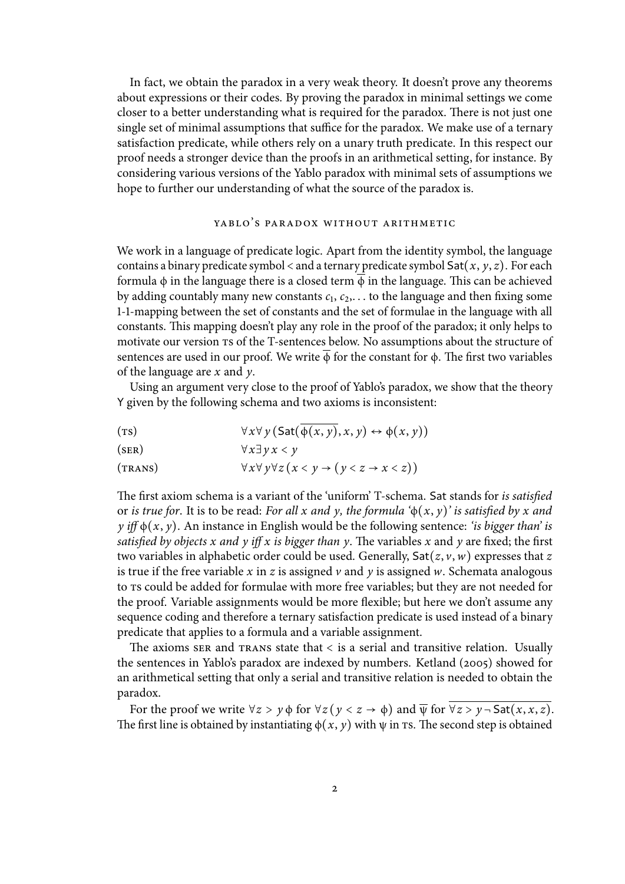In fact, we obtain the paradox in a very weak theory. It doesn't prove any theorems about expressions or their codes. By proving the paradox in minimal settings we come closer to a better understanding what is required for the paradox. There is not just one single set of minimal assumptions that suffice for the paradox. We make use of a ternary satisfaction predicate, while others rely on a unary truth predicate. In this respect our proof needs a stronger device than the proofs in an arithmetical setting, for instance. By considering various versions of the Yablo paradox with minimal sets of assumptions we hope to further our understanding of what the source of the paradox is.

## yablo's paradox without arithmetic

We work in a language of predicate logic. Apart from the identity symbol, the language contains a binary predicate symbol $<$ and a ternary predicate symbol $\mathsf{Sat}(x, y, z)$. For each formula $\phi$ in the language there is a closed term $\overline{\phi}$ in the language. This can be achieved by adding countably many new constants $c_1, c_2, \ldots$ to the language and then fixing some 1-1-mapping between the set of constants and the set of formulae in the language with all constants. This mapping doesn't play any role in the proof of the paradox; it only helps to motivate our version ts of the T-sentences below. No assumptions about the structure of sentences are used in our proof. We write $\overline{\phi}$ for the constant for $\phi$. The first two variables of the language are $x$ and $y$.

Using an argument very close to the proof of Yablo's paradox, we show that the theory Y given by the following schema and two axioms is inconsistent:

(ts) $$\forall x \forall y \, (\mathsf{Sat}(\overline{\phi(x, y)}, x, y) \leftrightarrow \phi(x, y))$$

(ser) $$\forall x \exists y \, x < y$$

(trans) $$\forall x \forall y \forall z \, (x < y \rightarrow (y < z \rightarrow x < z))$$

The first axiom schema is a variant of the 'uniform' T-schema. Sat stands for *is satisfied* or *is true for*. It is to be read: *For all x and y, the formula '$\phi(x, y)$' is satisfied by x and y iff* $\phi(x, y)$. An instance in English would be the following sentence: *'is bigger than' is satisfied by objects x and y iff x is bigger than y*. The variables $x$ and $y$ are fixed; the first two variables in alphabetic order could be used. Generally, $\mathsf{Sat}(z, v, w)$ expresses that $z$ is true if the free variable $x$ in $z$ is assigned $v$ and $y$ is assigned $w$. Schemata analogous to ts could be added for formulae with more free variables; but they are not needed for the proof. Variable assignments would be more flexible; but here we don't assume any sequence coding and therefore a ternary satisfaction predicate is used instead of a binary predicate that applies to a formula and a variable assignment.

The axioms ser and trans state that $<$ is a serial and transitive relation. Usually the sentences in Yablo's paradox are indexed by numbers. Ketland (2005) showed for an arithmetical setting that only a serial and transitive relation is needed to obtain the paradox.

For the proof we write $\forall z > y \, \phi$ for $\forall z \, (y < z \rightarrow \phi)$ and $\overline{\psi}$ for $\overline{\forall z > y \, \neg \, \mathsf{Sat}(x, x, z)}$. The first line is obtained by instantiating $\phi(x, y)$ with $\psi$ in ts. The second step is obtained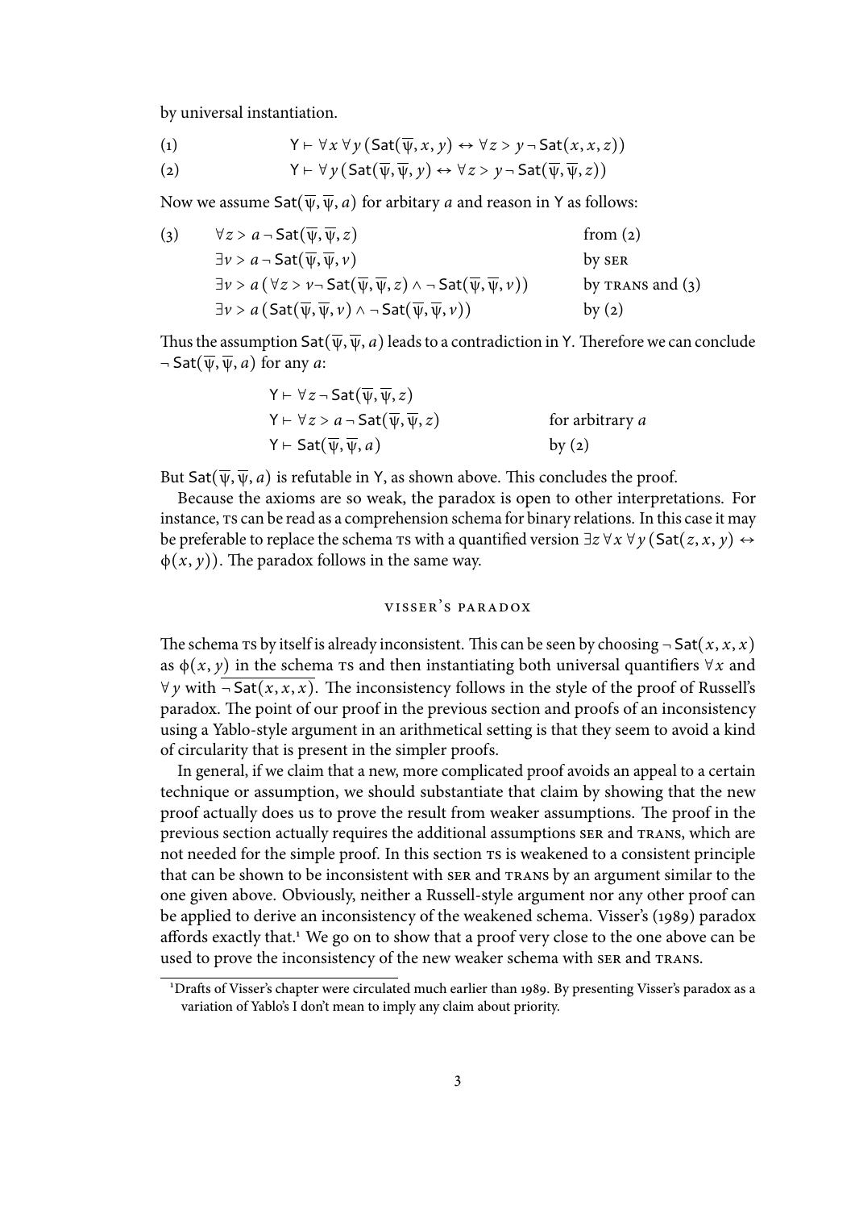by universal instantiation.

$$(1) \qquad \mathsf{Y} \vdash \forall x\, \forall y\, (\mathsf{Sat}(\overline{\psi}, x, y) \leftrightarrow \forall z > y \neg \mathsf{Sat}(x, x, z))$$

$$(2) \qquad \mathsf{Y} \vdash \forall y\, (\mathsf{Sat}(\overline{\psi}, \overline{\psi}, y) \leftrightarrow \forall z > y \neg \mathsf{Sat}(\overline{\psi}, \overline{\psi}, z))$$

Now we assume $\mathsf{Sat}(\overline{\psi}, \overline{\psi}, a)$ for arbitary $a$ and reason in $\mathsf{Y}$ as follows:

(3)

| | |
|---|---|
| $\forall z > a \neg \mathsf{Sat}(\overline{\psi}, \overline{\psi}, z)$ | from (2) |
| $\exists v > a \neg \mathsf{Sat}(\overline{\psi}, \overline{\psi}, v)$ | by SER |
| $\exists v > a\, (\forall z > v \neg \mathsf{Sat}(\overline{\psi}, \overline{\psi}, z) \wedge \neg \mathsf{Sat}(\overline{\psi}, \overline{\psi}, v))$ | by TRANS and (3) |
| $\exists v > a\, (\mathsf{Sat}(\overline{\psi}, \overline{\psi}, v) \wedge \neg \mathsf{Sat}(\overline{\psi}, \overline{\psi}, v))$ | by (2) |

Thus the assumption $\mathsf{Sat}(\overline{\psi}, \overline{\psi}, a)$ leads to a contradiction in $\mathsf{Y}$. Therefore we can conclude $\neg \mathsf{Sat}(\overline{\psi}, \overline{\psi}, a)$ for any $a$:

| | |
|---|---|
| $\mathsf{Y} \vdash \forall z \neg \mathsf{Sat}(\overline{\psi}, \overline{\psi}, z)$ | |
| $\mathsf{Y} \vdash \forall z > a \neg \mathsf{Sat}(\overline{\psi}, \overline{\psi}, z)$ | for arbitrary $a$ |
| $\mathsf{Y} \vdash \mathsf{Sat}(\overline{\psi}, \overline{\psi}, a)$ | by (2) |

But $\mathsf{Sat}(\overline{\psi}, \overline{\psi}, a)$ is refutable in $\mathsf{Y}$, as shown above. This concludes the proof.

Because the axioms are so weak, the paradox is open to other interpretations. For instance, TS can be read as a comprehension schema for binary relations. In this case it may be preferable to replace the schema TS with a quantified version $\exists z\, \forall x\, \forall y\, (\mathsf{Sat}(z, x, y) \leftrightarrow \phi(x, y))$. The paradox follows in the same way.

## Visser's paradox

The schema TS by itself is already inconsistent. This can be seen by choosing $\neg \mathsf{Sat}(x, x, x)$ as $\phi(x, y)$ in the schema TS and then instantiating both universal quantifiers $\forall x$ and $\forall y$ with $\overline{\neg \mathsf{Sat}(x, x, x)}$. The inconsistency follows in the style of the proof of Russell's paradox. The point of our proof in the previous section and proofs of an inconsistency using a Yablo-style argument in an arithmetical setting is that they seem to avoid a kind of circularity that is present in the simpler proofs.

In general, if we claim that a new, more complicated proof avoids an appeal to a certain technique or assumption, we should substantiate that claim by showing that the new proof actually does us to prove the result from weaker assumptions. The proof in the previous section actually requires the additional assumptions SER and TRANS, which are not needed for the simple proof. In this section TS is weakened to a consistent principle that can be shown to be inconsistent with SER and TRANS by an argument similar to the one given above. Obviously, neither a Russell-style argument nor any other proof can be applied to derive an inconsistency of the weakened schema. Visser's (1989) paradox affords exactly that.[1] We go on to show that a proof very close to the one above can be used to prove the inconsistency of the new weaker schema with SER and TRANS.

[1] Drafts of Visser's chapter were circulated much earlier than 1989. By presenting Visser's paradox as a variation of Yablo's I don't mean to imply any claim about priority.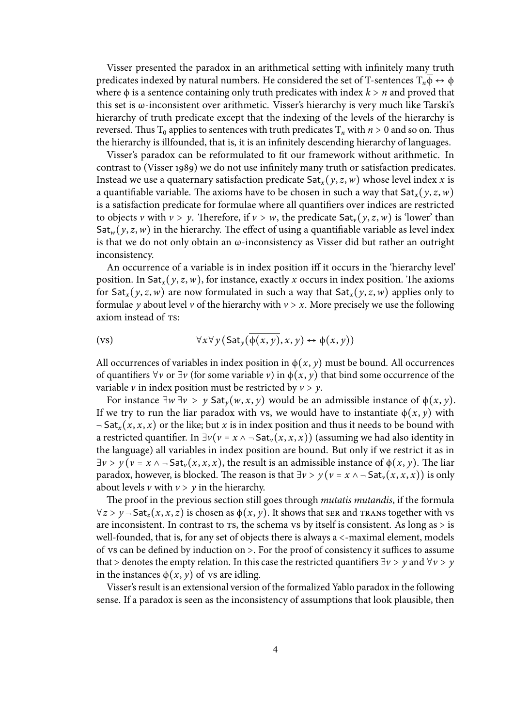Visser presented the paradox in an arithmetical setting with infinitely many truth predicates indexed by natural numbers. He considered the set of T-sentences $T_n\overline{\phi} \leftrightarrow \phi$ where $\phi$ is a sentence containing only truth predicates with index $k > n$ and proved that this set is $\omega$-inconsistent over arithmetic. Visser's hierarchy is very much like Tarski's hierarchy of truth predicate except that the indexing of the levels of the hierarchy is reversed. Thus $T_0$ applies to sentences with truth predicates $T_n$ with $n > 0$ and so on. Thus the hierarchy is illfounded, that is, it is an infinitely descending hierarchy of languages.

Visser's paradox can be reformulated to fit our framework without arithmetic. In contrast to (Visser 1989) we do not use infinitely many truth or satisfaction predicates. Instead we use a quaternary satisfaction predicate $\mathsf{Sat}_x(y,z,w)$ whose level index $x$ is a quantifiable variable. The axioms have to be chosen in such a way that $\mathsf{Sat}_x(y,z,w)$ is a satisfaction predicate for formulae where all quantifiers over indices are restricted to objects $v$ with $v > y$. Therefore, if $v > w$, the predicate $\mathsf{Sat}_v(y,z,w)$ is 'lower' than $\mathsf{Sat}_w(y,z,w)$ in the hierarchy. The effect of using a quantifiable variable as level index is that we do not only obtain an $\omega$-inconsistency as Visser did but rather an outright inconsistency.

An occurrence of a variable is in index position iff it occurs in the 'hierarchy level' position. In $\mathsf{Sat}_x(y,z,w)$, for instance, exactly $x$ occurs in index position. The axioms for $\mathsf{Sat}_x(y,z,w)$ are now formulated in such a way that $\mathsf{Sat}_x(y,z,w)$ applies only to formulae $y$ about level $v$ of the hierarchy with $v > x$. More precisely we use the following axiom instead of TS:

$$\text{(VS)} \qquad \forall x \forall y \left(\mathsf{Sat}_y(\overline{\phi(x,y)}, x, y) \leftrightarrow \phi(x,y)\right)$$

All occurrences of variables in index position in $\phi(x,y)$ must be bound. All occurrences of quantifiers $\forall v$ or $\exists v$ (for some variable $v$) in $\phi(x,y)$ that bind some occurrence of the variable $v$ in index position must be restricted by $v > y$.

For instance $\exists w \exists v > y\ \mathsf{Sat}_y(w,x,y)$ would be an admissible instance of $\phi(x,y)$. If we try to run the liar paradox with VS, we would have to instantiate $\phi(x,y)$ with $\neg\,\mathsf{Sat}_x(x,x,x)$ or the like; but $x$ is in index position and thus it needs to be bound with a restricted quantifier. In $\exists v(v = x \wedge \neg\,\mathsf{Sat}_v(x,x,x))$ (assuming we had also identity in the language) all variables in index position are bound. But only if we restrict it as in $\exists v > y\,(v = x \wedge \neg\,\mathsf{Sat}_v(x,x,x)$, the result is an admissible instance of $\phi(x,y)$. The liar paradox, however, is blocked. The reason is that $\exists v > y\,(v = x \wedge \neg\,\mathsf{Sat}_v(x,x,x))$ is only about levels $v$ with $v > y$ in the hierarchy.

The proof in the previous section still goes through *mutatis mutandis*, if the formula $\forall z > y \neg\,\mathsf{Sat}_z(x,x,z)$ is chosen as $\phi(x,y)$. It shows that SER and TRANS together with VS are inconsistent. In contrast to TS, the schema VS by itself is consistent. As long as $>$ is well-founded, that is, for any set of objects there is always a $<$-maximal element, models of VS can be defined by induction on $>$. For the proof of consistency it suffices to assume that $>$ denotes the empty relation. In this case the restricted quantifiers $\exists v > y$ and $\forall v > y$ in the instances $\phi(x,y)$ of VS are idling.

Visser's result is an extensional version of the formalized Yablo paradox in the following sense. If a paradox is seen as the inconsistency of assumptions that look plausible, then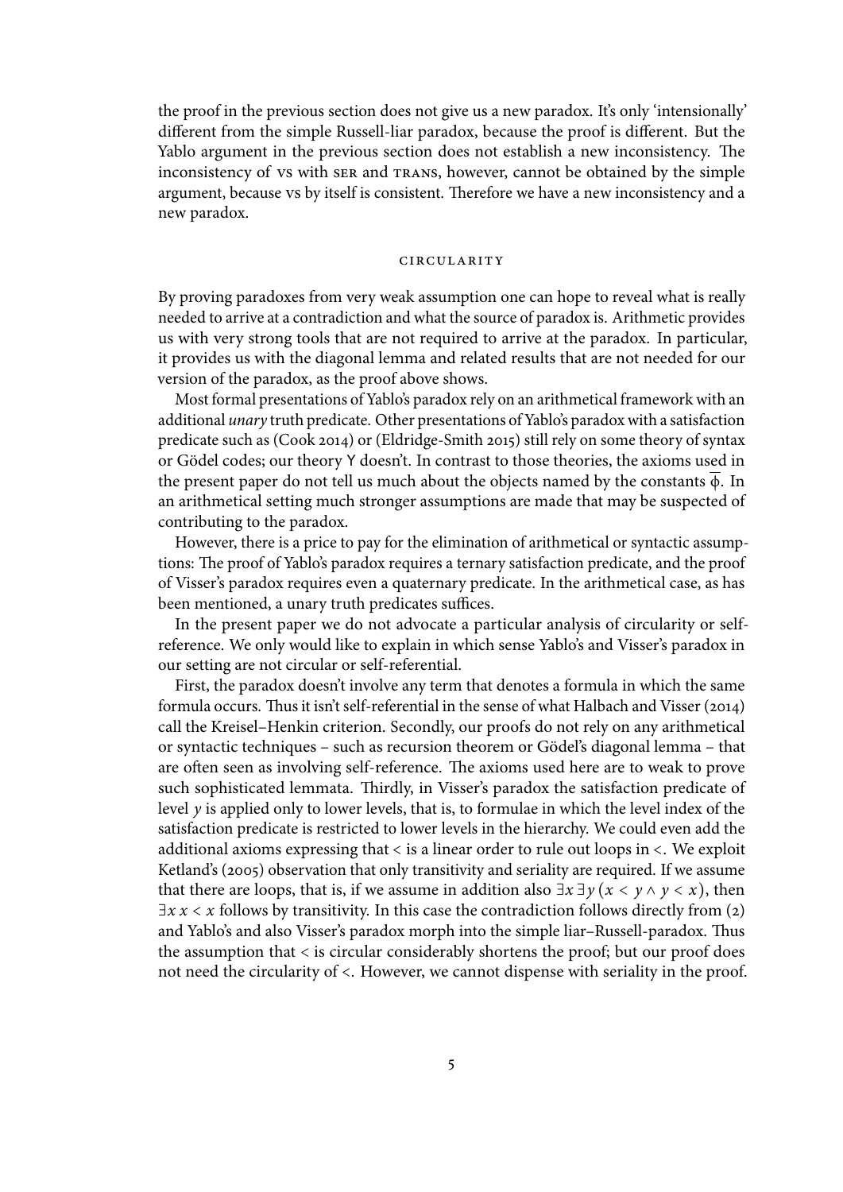the proof in the previous section does not give us a new paradox. It's only 'intensionally' different from the simple Russell-liar paradox, because the proof is different. But the Yablo argument in the previous section does not establish a new inconsistency. The inconsistency of VS with SER and TRANS, however, cannot be obtained by the simple argument, because VS by itself is consistent. Therefore we have a new inconsistency and a new paradox.

## CIRCULARITY

By proving paradoxes from very weak assumption one can hope to reveal what is really needed to arrive at a contradiction and what the source of paradox is. Arithmetic provides us with very strong tools that are not required to arrive at the paradox. In particular, it provides us with the diagonal lemma and related results that are not needed for our version of the paradox, as the proof above shows.

Most formal presentations of Yablo's paradox rely on an arithmetical framework with an additional *unary* truth predicate. Other presentations of Yablo's paradox with a satisfaction predicate such as (Cook 2014) or (Eldridge-Smith 2015) still rely on some theory of syntax or Gödel codes; our theory Y doesn't. In contrast to those theories, the axioms used in the present paper do not tell us much about the objects named by the constants $\overline{\phi}$. In an arithmetical setting much stronger assumptions are made that may be suspected of contributing to the paradox.

However, there is a price to pay for the elimination of arithmetical or syntactic assumptions: The proof of Yablo's paradox requires a ternary satisfaction predicate, and the proof of Visser's paradox requires even a quaternary predicate. In the arithmetical case, as has been mentioned, a unary truth predicates suffices.

In the present paper we do not advocate a particular analysis of circularity or self-reference. We only would like to explain in which sense Yablo's and Visser's paradox in our setting are not circular or self-referential.

First, the paradox doesn't involve any term that denotes a formula in which the same formula occurs. Thus it isn't self-referential in the sense of what Halbach and Visser (2014) call the Kreisel–Henkin criterion. Secondly, our proofs do not rely on any arithmetical or syntactic techniques – such as recursion theorem or Gödel's diagonal lemma – that are often seen as involving self-reference. The axioms used here are to weak to prove such sophisticated lemmata. Thirdly, in Visser's paradox the satisfaction predicate of level $y$ is applied only to lower levels, that is, to formulae in which the level index of the satisfaction predicate is restricted to lower levels in the hierarchy. We could even add the additional axioms expressing that $<$ is a linear order to rule out loops in $<$. We exploit Ketland's (2005) observation that only transitivity and seriality are required. If we assume that there are loops, that is, if we assume in addition also $\exists x \, \exists y \, (x < y \wedge y < x)$, then $\exists x \, x < x$ follows by transitivity. In this case the contradiction follows directly from (2) and Yablo's and also Visser's paradox morph into the simple liar–Russell-paradox. Thus the assumption that $<$ is circular considerably shortens the proof; but our proof does not need the circularity of $<$. However, we cannot dispense with seriality in the proof.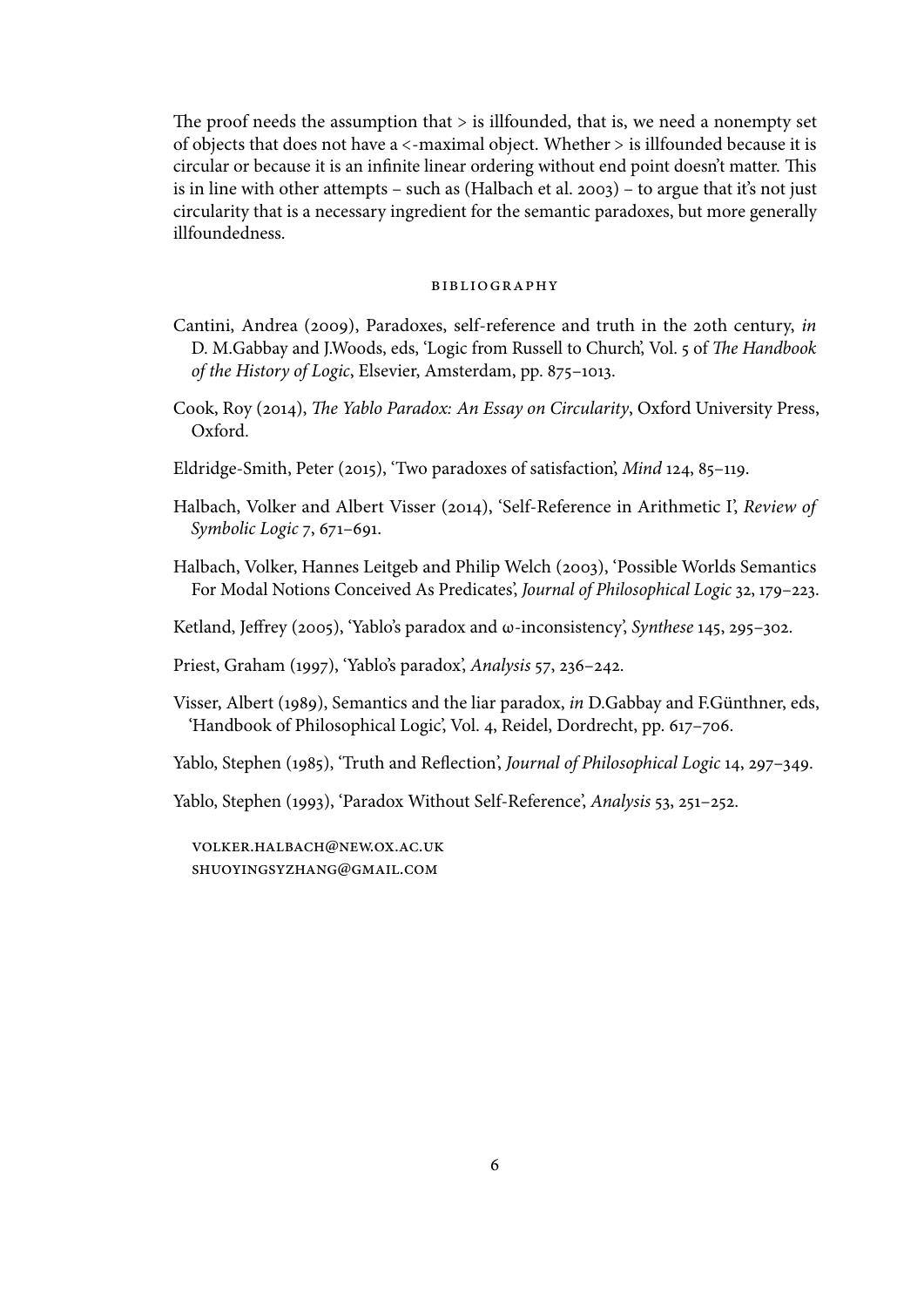The proof needs the assumption that $>$ is illfounded, that is, we need a nonempty set of objects that does not have a $<$-maximal object. Whether $>$ is illfounded because it is circular or because it is an infinite linear ordering without end point doesn't matter. This is in line with other attempts – such as (Halbach et al. 2003) – to argue that it's not just circularity that is a necessary ingredient for the semantic paradoxes, but more generally illfoundedness.

## Bibliography

Cantini, Andrea (2009), Paradoxes, self-reference and truth in the 20th century, *in* D. M.Gabbay and J.Woods, eds, 'Logic from Russell to Church', Vol. 5 of *The Handbook of the History of Logic*, Elsevier, Amsterdam, pp. 875–1013.

Cook, Roy (2014), *The Yablo Paradox: An Essay on Circularity*, Oxford University Press, Oxford.

Eldridge-Smith, Peter (2015), 'Two paradoxes of satisfaction', *Mind* 124, 85–119.

Halbach, Volker and Albert Visser (2014), 'Self-Reference in Arithmetic I', *Review of Symbolic Logic* 7, 671–691.

Halbach, Volker, Hannes Leitgeb and Philip Welch (2003), 'Possible Worlds Semantics For Modal Notions Conceived As Predicates', *Journal of Philosophical Logic* 32, 179–223.

Ketland, Jeffrey (2005), 'Yablo's paradox and ω-inconsistency', *Synthese* 145, 295–302.

Priest, Graham (1997), 'Yablo's paradox', *Analysis* 57, 236–242.

Visser, Albert (1989), Semantics and the liar paradox, *in* D.Gabbay and F.Günthner, eds, 'Handbook of Philosophical Logic', Vol. 4, Reidel, Dordrecht, pp. 617–706.

Yablo, Stephen (1985), 'Truth and Reflection', *Journal of Philosophical Logic* 14, 297–349.

Yablo, Stephen (1993), 'Paradox Without Self-Reference', *Analysis* 53, 251–252.

volker.halbach@new.ox.ac.uk
shuoyingsyzhang@gmail.com